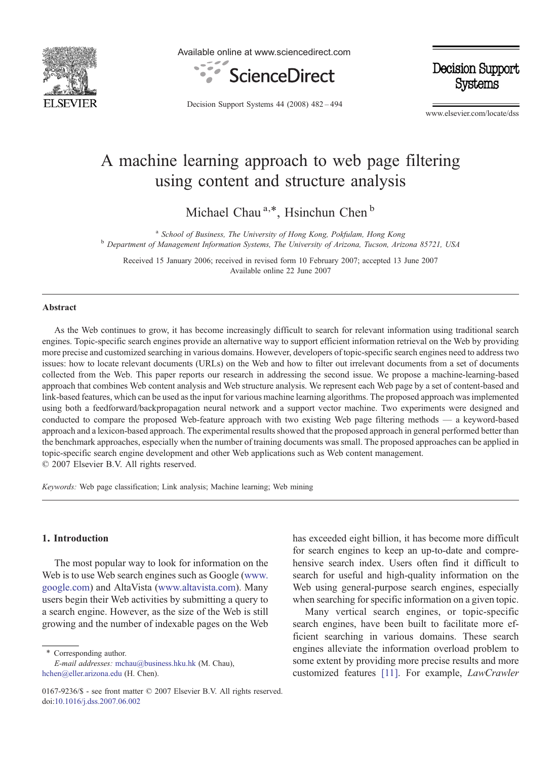# A machine learning approach to web page filtering using content and structure analysis

Michael Chau [a,*], Hsinchun Chen [b]

[a] *School of Business, The University of Hong Kong, Pokfulam, Hong Kong*
[b] *Department of Management Information Systems, The University of Arizona, Tucson, Arizona 85721, USA*

Received 15 January 2006; received in revised form 10 February 2007; accepted 13 June 2007
Available online 22 June 2007

## Abstract

As the Web continues to grow, it has become increasingly difficult to search for relevant information using traditional search engines. Topic-specific search engines provide an alternative way to support efficient information retrieval on the Web by providing more precise and customized searching in various domains. However, developers of topic-specific search engines need to address two issues: how to locate relevant documents (URLs) on the Web and how to filter out irrelevant documents from a set of documents collected from the Web. This paper reports our research in addressing the second issue. We propose a machine-learning-based approach that combines Web content analysis and Web structure analysis. We represent each Web page by a set of content-based and link-based features, which can be used as the input for various machine learning algorithms. The proposed approach was implemented using both a feedforward/backpropagation neural network and a support vector machine. Two experiments were designed and conducted to compare the proposed Web-feature approach with two existing Web page filtering methods — a keyword-based approach and a lexicon-based approach. The experimental results showed that the proposed approach in general performed better than the benchmark approaches, especially when the number of training documents was small. The proposed approaches can be applied in topic-specific search engine development and other Web applications such as Web content management.
© 2007 Elsevier B.V. All rights reserved.

*Keywords:* Web page classification; Link analysis; Machine learning; Web mining

## 1. Introduction

The most popular way to look for information on the Web is to use Web search engines such as Google (www.google.com) and AltaVista (www.altavista.com). Many users begin their Web activities by submitting a query to a search engine. However, as the size of the Web is still growing and the number of indexable pages on the Web has exceeded eight billion, it has become more difficult for search engines to keep an up-to-date and comprehensive search index. Users often find it difficult to search for useful and high-quality information on the Web using general-purpose search engines, especially when searching for specific information on a given topic.

Many vertical search engines, or topic-specific search engines, have been built to facilitate more efficient searching in various domains. These search engines alleviate the information overload problem to some extent by providing more precise results and more customized features [11]. For example, *LawCrawler*

---

\* Corresponding author.
*E-mail addresses:* mchau@business.hku.hk (M. Chau), hchen@eller.arizona.edu (H. Chen).

0167-9236/$ - see front matter © 2007 Elsevier B.V. All rights reserved.
doi:10.1016/j.dss.2007.06.002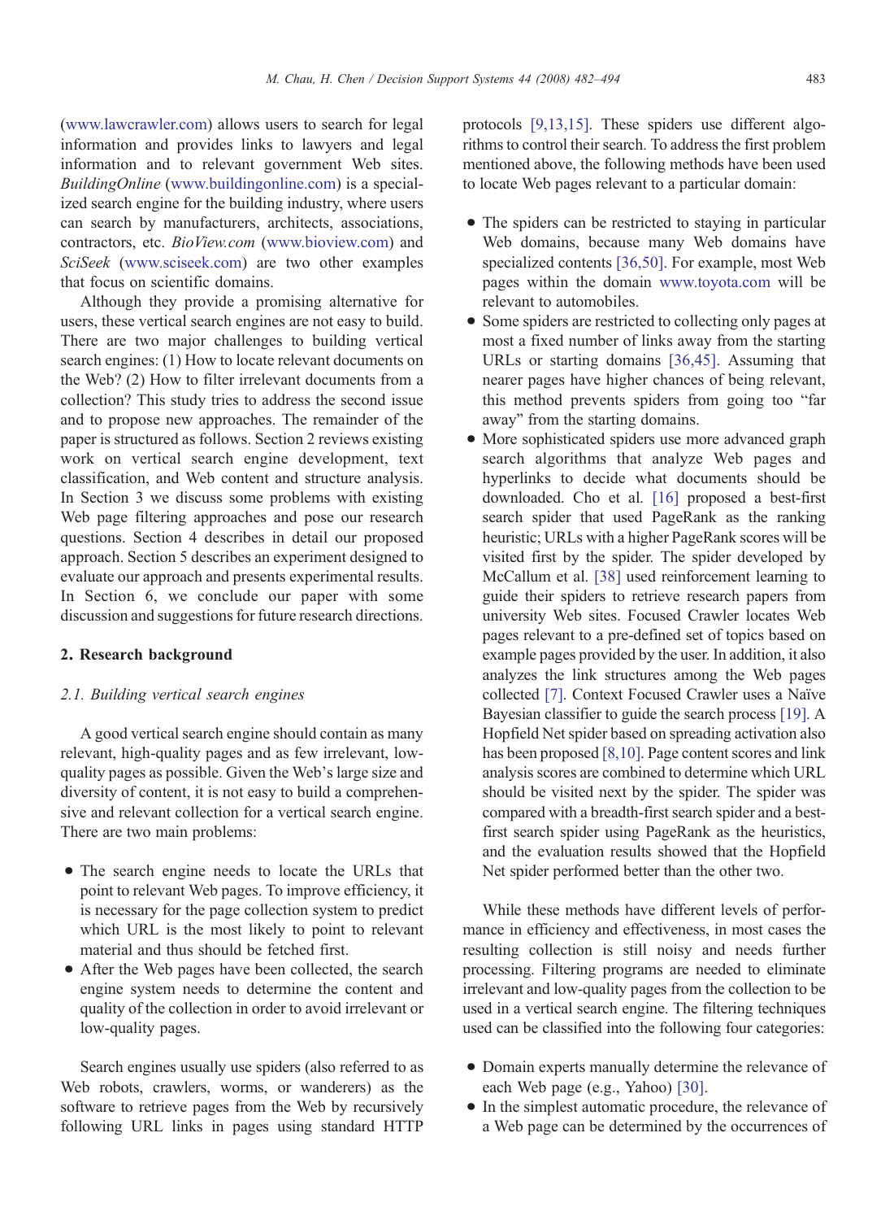(www.lawcrawler.com) allows users to search for legal information and provides links to lawyers and legal information and to relevant government Web sites. *BuildingOnline* (www.buildingonline.com) is a specialized search engine for the building industry, where users can search by manufacturers, architects, associations, contractors, etc. *BioView.com* (www.bioview.com) and *SciSeek* (www.sciseek.com) are two other examples that focus on scientific domains.

Although they provide a promising alternative for users, these vertical search engines are not easy to build. There are two major challenges to building vertical search engines: (1) How to locate relevant documents on the Web? (2) How to filter irrelevant documents from a collection? This study tries to address the second issue and to propose new approaches. The remainder of the paper is structured as follows. Section 2 reviews existing work on vertical search engine development, text classification, and Web content and structure analysis. In Section 3 we discuss some problems with existing Web page filtering approaches and pose our research questions. Section 4 describes in detail our proposed approach. Section 5 describes an experiment designed to evaluate our approach and presents experimental results. In Section 6, we conclude our paper with some discussion and suggestions for future research directions.

## 2. Research background

### 2.1. Building vertical search engines

A good vertical search engine should contain as many relevant, high-quality pages and as few irrelevant, low-quality pages as possible. Given the Web's large size and diversity of content, it is not easy to build a comprehensive and relevant collection for a vertical search engine. There are two main problems:

- The search engine needs to locate the URLs that point to relevant Web pages. To improve efficiency, it is necessary for the page collection system to predict which URL is the most likely to point to relevant material and thus should be fetched first.
- After the Web pages have been collected, the search engine system needs to determine the content and quality of the collection in order to avoid irrelevant or low-quality pages.

Search engines usually use spiders (also referred to as Web robots, crawlers, worms, or wanderers) as the software to retrieve pages from the Web by recursively following URL links in pages using standard HTTP protocols [9,13,15]. These spiders use different algorithms to control their search. To address the first problem mentioned above, the following methods have been used to locate Web pages relevant to a particular domain:

- The spiders can be restricted to staying in particular Web domains, because many Web domains have specialized contents [36,50]. For example, most Web pages within the domain www.toyota.com will be relevant to automobiles.
- Some spiders are restricted to collecting only pages at most a fixed number of links away from the starting URLs or starting domains [36,45]. Assuming that nearer pages have higher chances of being relevant, this method prevents spiders from going too "far away" from the starting domains.
- More sophisticated spiders use more advanced graph search algorithms that analyze Web pages and hyperlinks to decide what documents should be downloaded. Cho et al. [16] proposed a best-first search spider that used PageRank as the ranking heuristic; URLs with a higher PageRank scores will be visited first by the spider. The spider developed by McCallum et al. [38] used reinforcement learning to guide their spiders to retrieve research papers from university Web sites. Focused Crawler locates Web pages relevant to a pre-defined set of topics based on example pages provided by the user. In addition, it also analyzes the link structures among the Web pages collected [7]. Context Focused Crawler uses a Naïve Bayesian classifier to guide the search process [19]. A Hopfield Net spider based on spreading activation also has been proposed [8,10]. Page content scores and link analysis scores are combined to determine which URL should be visited next by the spider. The spider was compared with a breadth-first search spider and a best-first search spider using PageRank as the heuristics, and the evaluation results showed that the Hopfield Net spider performed better than the other two.

While these methods have different levels of performance in efficiency and effectiveness, in most cases the resulting collection is still noisy and needs further processing. Filtering programs are needed to eliminate irrelevant and low-quality pages from the collection to be used in a vertical search engine. The filtering techniques used can be classified into the following four categories:

- Domain experts manually determine the relevance of each Web page (e.g., Yahoo) [30].
- In the simplest automatic procedure, the relevance of a Web page can be determined by the occurrences of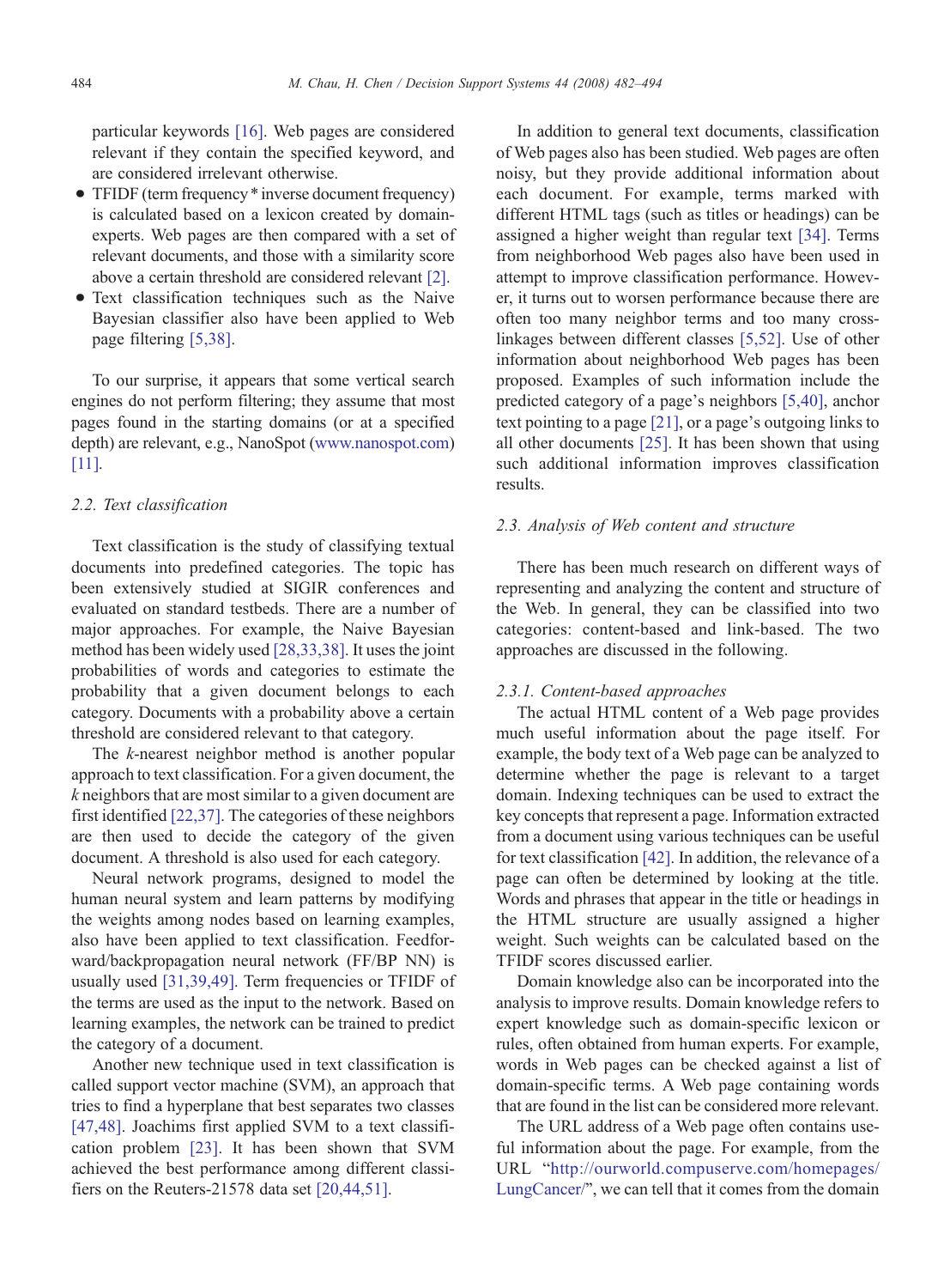particular keywords [16]. Web pages are considered relevant if they contain the specified keyword, and are considered irrelevant otherwise.
- TFIDF (term frequency * inverse document frequency) is calculated based on a lexicon created by domain-experts. Web pages are then compared with a set of relevant documents, and those with a similarity score above a certain threshold are considered relevant [2].
- Text classification techniques such as the Naive Bayesian classifier also have been applied to Web page filtering [5,38].

To our surprise, it appears that some vertical search engines do not perform filtering; they assume that most pages found in the starting domains (or at a specified depth) are relevant, e.g., NanoSpot (www.nanospot.com) [11].

### 2.2. Text classification

Text classification is the study of classifying textual documents into predefined categories. The topic has been extensively studied at SIGIR conferences and evaluated on standard testbeds. There are a number of major approaches. For example, the Naive Bayesian method has been widely used [28,33,38]. It uses the joint probabilities of words and categories to estimate the probability that a given document belongs to each category. Documents with a probability above a certain threshold are considered relevant to that category.

The *k*-nearest neighbor method is another popular approach to text classification. For a given document, the *k* neighbors that are most similar to a given document are first identified [22,37]. The categories of these neighbors are then used to decide the category of the given document. A threshold is also used for each category.

Neural network programs, designed to model the human neural system and learn patterns by modifying the weights among nodes based on learning examples, also have been applied to text classification. Feedforward/backpropagation neural network (FF/BP NN) is usually used [31,39,49]. Term frequencies or TFIDF of the terms are used as the input to the network. Based on learning examples, the network can be trained to predict the category of a document.

Another new technique used in text classification is called support vector machine (SVM), an approach that tries to find a hyperplane that best separates two classes [47,48]. Joachims first applied SVM to a text classification problem [23]. It has been shown that SVM achieved the best performance among different classifiers on the Reuters-21578 data set [20,44,51].

In addition to general text documents, classification of Web pages also has been studied. Web pages are often noisy, but they provide additional information about each document. For example, terms marked with different HTML tags (such as titles or headings) can be assigned a higher weight than regular text [34]. Terms from neighborhood Web pages also have been used in attempt to improve classification performance. However, it turns out to worsen performance because there are often too many neighbor terms and too many cross-linkages between different classes [5,52]. Use of other information about neighborhood Web pages has been proposed. Examples of such information include the predicted category of a page's neighbors [5,40], anchor text pointing to a page [21], or a page's outgoing links to all other documents [25]. It has been shown that using such additional information improves classification results.

### 2.3. Analysis of Web content and structure

There has been much research on different ways of representing and analyzing the content and structure of the Web. In general, they can be classified into two categories: content-based and link-based. The two approaches are discussed in the following.

#### 2.3.1. Content-based approaches

The actual HTML content of a Web page provides much useful information about the page itself. For example, the body text of a Web page can be analyzed to determine whether the page is relevant to a target domain. Indexing techniques can be used to extract the key concepts that represent a page. Information extracted from a document using various techniques can be useful for text classification [42]. In addition, the relevance of a page can often be determined by looking at the title. Words and phrases that appear in the title or headings in the HTML structure are usually assigned a higher weight. Such weights can be calculated based on the TFIDF scores discussed earlier.

Domain knowledge also can be incorporated into the analysis to improve results. Domain knowledge refers to expert knowledge such as domain-specific lexicon or rules, often obtained from human experts. For example, words in Web pages can be checked against a list of domain-specific terms. A Web page containing words that are found in the list can be considered more relevant.

The URL address of a Web page often contains useful information about the page. For example, from the URL "http://ourworld.compuserve.com/homepages/LungCancer/", we can tell that it comes from the domain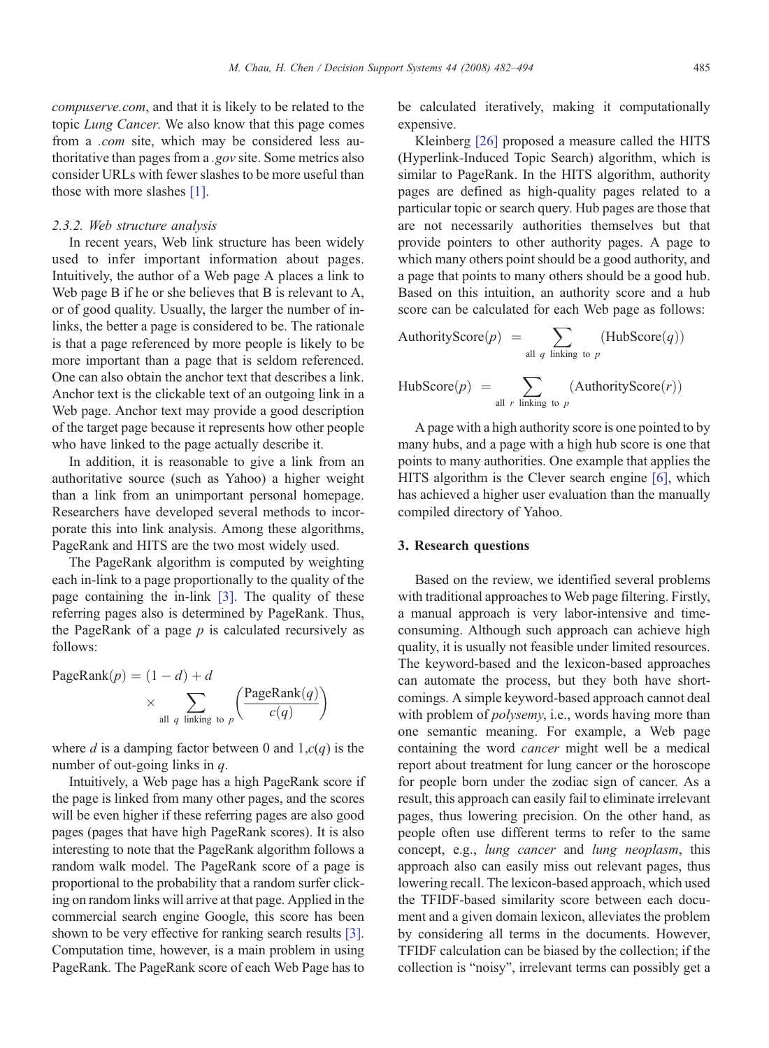*compuserve.com*, and that it is likely to be related to the topic *Lung Cancer*. We also know that this page comes from a *.com* site, which may be considered less authoritative than pages from a *.gov* site. Some metrics also consider URLs with fewer slashes to be more useful than those with more slashes [1].

#### 2.3.2. Web structure analysis

In recent years, Web link structure has been widely used to infer important information about pages. Intuitively, the author of a Web page A places a link to Web page B if he or she believes that B is relevant to A, or of good quality. Usually, the larger the number of in-links, the better a page is considered to be. The rationale is that a page referenced by more people is likely to be more important than a page that is seldom referenced. One can also obtain the anchor text that describes a link. Anchor text is the clickable text of an outgoing link in a Web page. Anchor text may provide a good description of the target page because it represents how other people who have linked to the page actually describe it.

In addition, it is reasonable to give a link from an authoritative source (such as Yahoo) a higher weight than a link from an unimportant personal homepage. Researchers have developed several methods to incorporate this into link analysis. Among these algorithms, PageRank and HITS are the two most widely used.

The PageRank algorithm is computed by weighting each in-link to a page proportionally to the quality of the page containing the in-link [3]. The quality of these referring pages also is determined by PageRank. Thus, the PageRank of a page $p$ is calculated recursively as follows:

$$\text{PageRank}(p) = (1-d) + d \times \sum_{\text{all } q \text{ linking to } p} \left( \frac{\text{PageRank}(q)}{c(q)} \right)$$

where $d$ is a damping factor between 0 and 1, $c(q)$ is the number of out-going links in $q$.

Intuitively, a Web page has a high PageRank score if the page is linked from many other pages, and the scores will be even higher if these referring pages are also good pages (pages that have high PageRank scores). It is also interesting to note that the PageRank algorithm follows a random walk model. The PageRank score of a page is proportional to the probability that a random surfer clicking on random links will arrive at that page. Applied in the commercial search engine Google, this score has been shown to be very effective for ranking search results [3]. Computation time, however, is a main problem in using PageRank. The PageRank score of each Web Page has to be calculated iteratively, making it computationally expensive.

Kleinberg [26] proposed a measure called the HITS (Hyperlink-Induced Topic Search) algorithm, which is similar to PageRank. In the HITS algorithm, authority pages are defined as high-quality pages related to a particular topic or search query. Hub pages are those that are not necessarily authorities themselves but that provide pointers to other authority pages. A page to which many others point should be a good authority, and a page that points to many others should be a good hub. Based on this intuition, an authority score and a hub score can be calculated for each Web page as follows:

$$\text{AuthorityScore}(p) = \sum_{\text{all } q \text{ linking to } p} (\text{HubScore}(q))$$

$$\text{HubScore}(p) = \sum_{\text{all } r \text{ linking to } p} (\text{AuthorityScore}(r))$$

A page with a high authority score is one pointed to by many hubs, and a page with a high hub score is one that points to many authorities. One example that applies the HITS algorithm is the Clever search engine [6], which has achieved a higher user evaluation than the manually compiled directory of Yahoo.

## 3. Research questions

Based on the review, we identified several problems with traditional approaches to Web page filtering. Firstly, a manual approach is very labor-intensive and time-consuming. Although such approach can achieve high quality, it is usually not feasible under limited resources. The keyword-based and the lexicon-based approaches can automate the process, but they both have shortcomings. A simple keyword-based approach cannot deal with problem of *polysemy*, i.e., words having more than one semantic meaning. For example, a Web page containing the word *cancer* might well be a medical report about treatment for lung cancer or the horoscope for people born under the zodiac sign of cancer. As a result, this approach can easily fail to eliminate irrelevant pages, thus lowering precision. On the other hand, as people often use different terms to refer to the same concept, e.g., *lung cancer* and *lung neoplasm*, this approach also can easily miss out relevant pages, thus lowering recall. The lexicon-based approach, which used the TFIDF-based similarity score between each document and a given domain lexicon, alleviates the problem by considering all terms in the documents. However, TFIDF calculation can be biased by the collection; if the collection is "noisy", irrelevant terms can possibly get a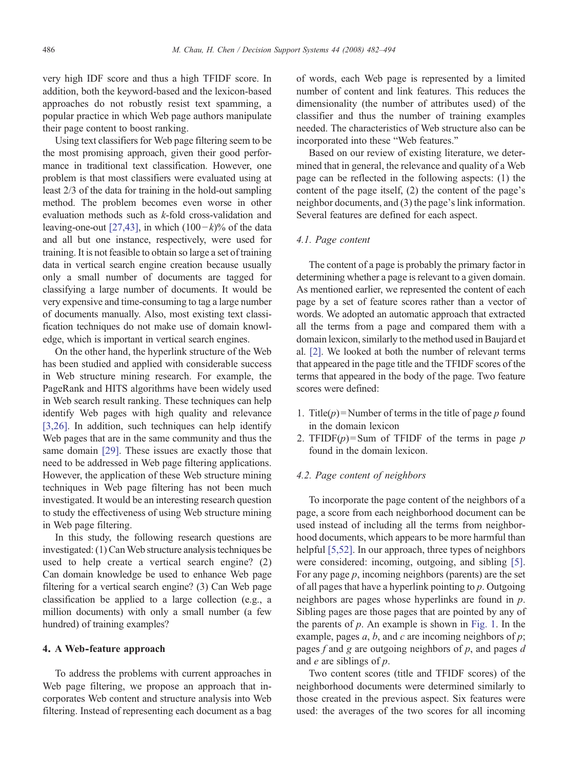very high IDF score and thus a high TFIDF score. In addition, both the keyword-based and the lexicon-based approaches do not robustly resist text spamming, a popular practice in which Web page authors manipulate their page content to boost ranking.

Using text classifiers for Web page filtering seem to be the most promising approach, given their good performance in traditional text classification. However, one problem is that most classifiers were evaluated using at least 2/3 of the data for training in the hold-out sampling method. The problem becomes even worse in other evaluation methods such as *k*-fold cross-validation and leaving-one-out [27,43], in which $(100-k)\%$ of the data and all but one instance, respectively, were used for training. It is not feasible to obtain so large a set of training data in vertical search engine creation because usually only a small number of documents are tagged for classifying a large number of documents. It would be very expensive and time-consuming to tag a large number of documents manually. Also, most existing text classification techniques do not make use of domain knowledge, which is important in vertical search engines.

On the other hand, the hyperlink structure of the Web has been studied and applied with considerable success in Web structure mining research. For example, the PageRank and HITS algorithms have been widely used in Web search result ranking. These techniques can help identify Web pages with high quality and relevance [3,26]. In addition, such techniques can help identify Web pages that are in the same community and thus the same domain [29]. These issues are exactly those that need to be addressed in Web page filtering applications. However, the application of these Web structure mining techniques in Web page filtering has not been much investigated. It would be an interesting research question to study the effectiveness of using Web structure mining in Web page filtering.

In this study, the following research questions are investigated: (1) Can Web structure analysis techniques be used to help create a vertical search engine? (2) Can domain knowledge be used to enhance Web page filtering for a vertical search engine? (3) Can Web page classification be applied to a large collection (e.g., a million documents) with only a small number (a few hundred) of training examples?

## 4. A Web-feature approach

To address the problems with current approaches in Web page filtering, we propose an approach that incorporates Web content and structure analysis into Web filtering. Instead of representing each document as a bag of words, each Web page is represented by a limited number of content and link features. This reduces the dimensionality (the number of attributes used) of the classifier and thus the number of training examples needed. The characteristics of Web structure also can be incorporated into these "Web features."

Based on our review of existing literature, we determined that in general, the relevance and quality of a Web page can be reflected in the following aspects: (1) the content of the page itself, (2) the content of the page's neighbor documents, and (3) the page's link information. Several features are defined for each aspect.

### 4.1. Page content

The content of a page is probably the primary factor in determining whether a page is relevant to a given domain. As mentioned earlier, we represented the content of each page by a set of feature scores rather than a vector of words. We adopted an automatic approach that extracted all the terms from a page and compared them with a domain lexicon, similarly to the method used in Baujard et al. [2]. We looked at both the number of relevant terms that appeared in the page title and the TFIDF scores of the terms that appeared in the body of the page. Two feature scores were defined:

1. Title($p$) = Number of terms in the title of page $p$ found in the domain lexicon
2. TFIDF($p$) = Sum of TFIDF of the terms in page $p$ found in the domain lexicon.

### 4.2. Page content of neighbors

To incorporate the page content of the neighbors of a page, a score from each neighborhood document can be used instead of including all the terms from neighborhood documents, which appears to be more harmful than helpful [5,52]. In our approach, three types of neighbors were considered: incoming, outgoing, and sibling [5]. For any page $p$, incoming neighbors (parents) are the set of all pages that have a hyperlink pointing to $p$. Outgoing neighbors are pages whose hyperlinks are found in $p$. Sibling pages are those pages that are pointed by any of the parents of $p$. An example is shown in Fig. 1. In the example, pages $a$, $b$, and $c$ are incoming neighbors of $p$; pages $f$ and $g$ are outgoing neighbors of $p$, and pages $d$ and $e$ are siblings of $p$.

Two content scores (title and TFIDF scores) of the neighborhood documents were determined similarly to those created in the previous aspect. Six features were used: the averages of the two scores for all incoming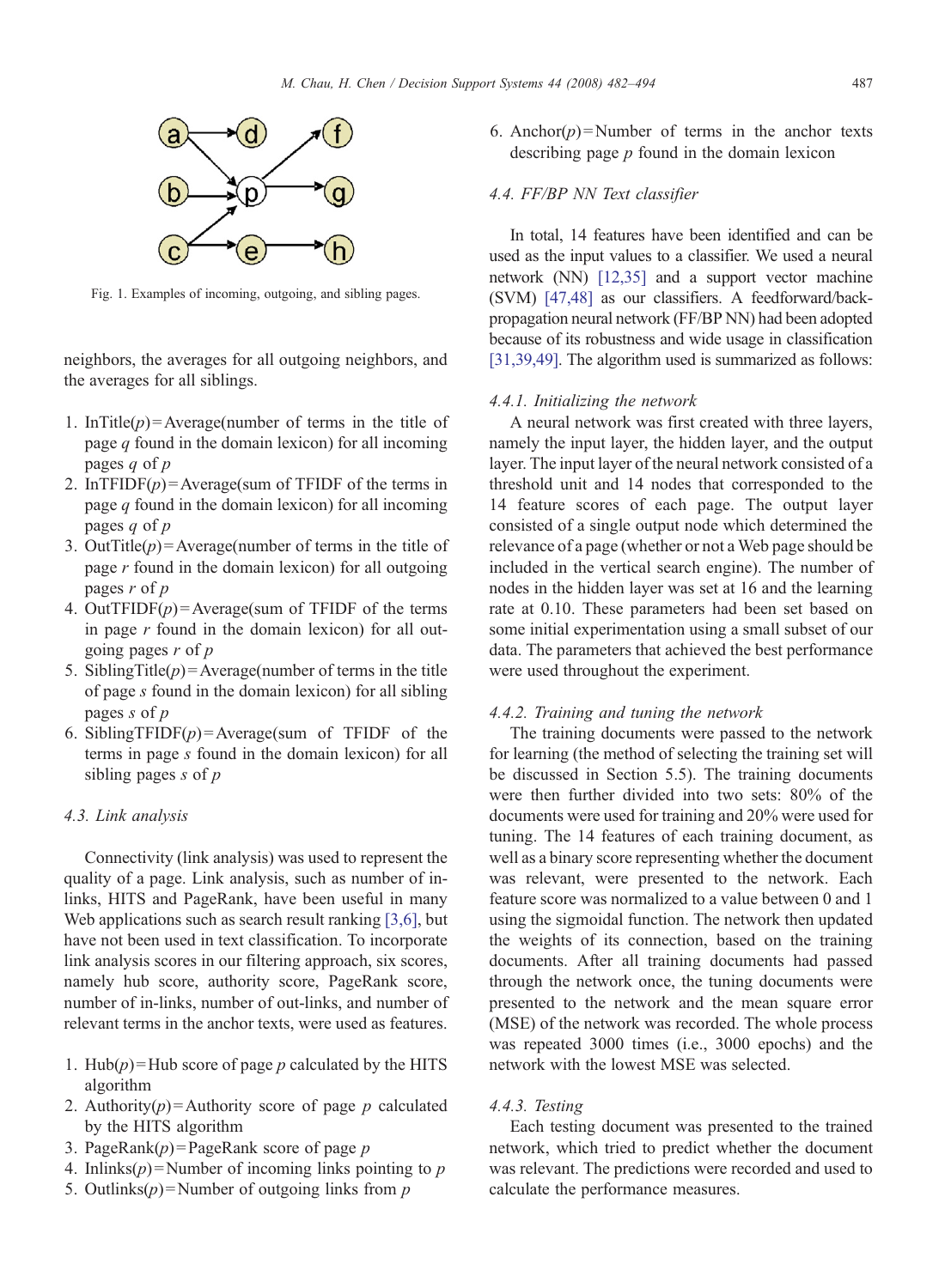Fig. 1. Examples of incoming, outgoing, and sibling pages.

neighbors, the averages for all outgoing neighbors, and the averages for all siblings.

1. InTitle($p$) = Average(number of terms in the title of page $q$ found in the domain lexicon) for all incoming pages $q$ of $p$
2. InTFIDF($p$) = Average(sum of TFIDF of the terms in page $q$ found in the domain lexicon) for all incoming pages $q$ of $p$
3. OutTitle($p$) = Average(number of terms in the title of page $r$ found in the domain lexicon) for all outgoing pages $r$ of $p$
4. OutTFIDF($p$) = Average(sum of TFIDF of the terms in page $r$ found in the domain lexicon) for all outgoing pages $r$ of $p$
5. SiblingTitle($p$) = Average(number of terms in the title of page $s$ found in the domain lexicon) for all sibling pages $s$ of $p$
6. SiblingTFIDF($p$) = Average(sum of TFIDF of the terms in page $s$ found in the domain lexicon) for all sibling pages $s$ of $p$

### 4.3. Link analysis

Connectivity (link analysis) was used to represent the quality of a page. Link analysis, such as number of in-links, HITS and PageRank, have been useful in many Web applications such as search result ranking [3,6], but have not been used in text classification. To incorporate link analysis scores in our filtering approach, six scores, namely hub score, authority score, PageRank score, number of in-links, number of out-links, and number of relevant terms in the anchor texts, were used as features.

1. Hub($p$) = Hub score of page $p$ calculated by the HITS algorithm
2. Authority($p$) = Authority score of page $p$ calculated by the HITS algorithm
3. PageRank($p$) = PageRank score of page $p$
4. Inlinks($p$) = Number of incoming links pointing to $p$
5. Outlinks($p$) = Number of outgoing links from $p$
6. Anchor($p$) = Number of terms in the anchor texts describing page $p$ found in the domain lexicon

### 4.4. FF/BP NN Text classifier

In total, 14 features have been identified and can be used as the input values to a classifier. We used a neural network (NN) [12,35] and a support vector machine (SVM) [47,48] as our classifiers. A feedforward/back-propagation neural network (FF/BP NN) had been adopted because of its robustness and wide usage in classification [31,39,49]. The algorithm used is summarized as follows:

#### 4.4.1. Initializing the network

A neural network was first created with three layers, namely the input layer, the hidden layer, and the output layer. The input layer of the neural network consisted of a threshold unit and 14 nodes that corresponded to the 14 feature scores of each page. The output layer consisted of a single output node which determined the relevance of a page (whether or not a Web page should be included in the vertical search engine). The number of nodes in the hidden layer was set at 16 and the learning rate at 0.10. These parameters had been set based on some initial experimentation using a small subset of our data. The parameters that achieved the best performance were used throughout the experiment.

#### 4.4.2. Training and tuning the network

The training documents were passed to the network for learning (the method of selecting the training set will be discussed in Section 5.5). The training documents were then further divided into two sets: 80% of the documents were used for training and 20% were used for tuning. The 14 features of each training document, as well as a binary score representing whether the document was relevant, were presented to the network. Each feature score was normalized to a value between 0 and 1 using the sigmoidal function. The network then updated the weights of its connection, based on the training documents. After all training documents had passed through the network once, the tuning documents were presented to the network and the mean square error (MSE) of the network was recorded. The whole process was repeated 3000 times (i.e., 3000 epochs) and the network with the lowest MSE was selected.

#### 4.4.3. Testing

Each testing document was presented to the trained network, which tried to predict whether the document was relevant. The predictions were recorded and used to calculate the performance measures.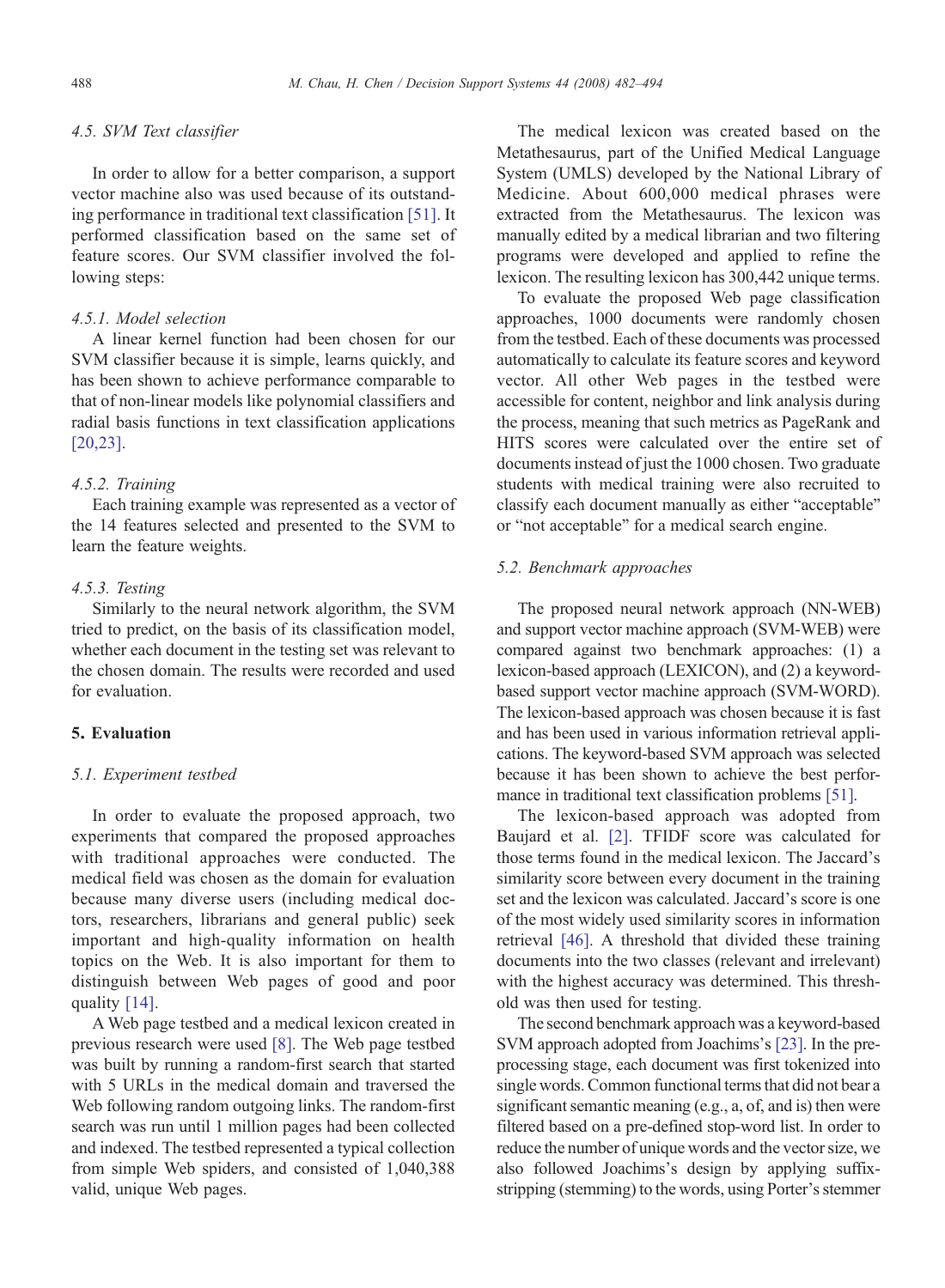### 4.5. SVM Text classifier

In order to allow for a better comparison, a support vector machine also was used because of its outstanding performance in traditional text classification [51]. It performed classification based on the same set of feature scores. Our SVM classifier involved the following steps:

#### 4.5.1. Model selection

A linear kernel function had been chosen for our SVM classifier because it is simple, learns quickly, and has been shown to achieve performance comparable to that of non-linear models like polynomial classifiers and radial basis functions in text classification applications [20,23].

#### 4.5.2. Training

Each training example was represented as a vector of the 14 features selected and presented to the SVM to learn the feature weights.

#### 4.5.3. Testing

Similarly to the neural network algorithm, the SVM tried to predict, on the basis of its classification model, whether each document in the testing set was relevant to the chosen domain. The results were recorded and used for evaluation.

## 5. Evaluation

### 5.1. Experiment testbed

In order to evaluate the proposed approach, two experiments that compared the proposed approaches with traditional approaches were conducted. The medical field was chosen as the domain for evaluation because many diverse users (including medical doctors, researchers, librarians and general public) seek important and high-quality information on health topics on the Web. It is also important for them to distinguish between Web pages of good and poor quality [14].

A Web page testbed and a medical lexicon created in previous research were used [8]. The Web page testbed was built by running a random-first search that started with 5 URLs in the medical domain and traversed the Web following random outgoing links. The random-first search was run until 1 million pages had been collected and indexed. The testbed represented a typical collection from simple Web spiders, and consisted of 1,040,388 valid, unique Web pages.

The medical lexicon was created based on the Metathesaurus, part of the Unified Medical Language System (UMLS) developed by the National Library of Medicine. About 600,000 medical phrases were extracted from the Metathesaurus. The lexicon was manually edited by a medical librarian and two filtering programs were developed and applied to refine the lexicon. The resulting lexicon has 300,442 unique terms.

To evaluate the proposed Web page classification approaches, 1000 documents were randomly chosen from the testbed. Each of these documents was processed automatically to calculate its feature scores and keyword vector. All other Web pages in the testbed were accessible for content, neighbor and link analysis during the process, meaning that such metrics as PageRank and HITS scores were calculated over the entire set of documents instead of just the 1000 chosen. Two graduate students with medical training were also recruited to classify each document manually as either "acceptable" or "not acceptable" for a medical search engine.

### 5.2. Benchmark approaches

The proposed neural network approach (NN-WEB) and support vector machine approach (SVM-WEB) were compared against two benchmark approaches: (1) a lexicon-based approach (LEXICON), and (2) a keyword-based support vector machine approach (SVM-WORD). The lexicon-based approach was chosen because it is fast and has been used in various information retrieval applications. The keyword-based SVM approach was selected because it has been shown to achieve the best performance in traditional text classification problems [51].

The lexicon-based approach was adopted from Baujard et al. [2]. TFIDF score was calculated for those terms found in the medical lexicon. The Jaccard's similarity score between every document in the training set and the lexicon was calculated. Jaccard's score is one of the most widely used similarity scores in information retrieval [46]. A threshold that divided these training documents into the two classes (relevant and irrelevant) with the highest accuracy was determined. This threshold was then used for testing.

The second benchmark approach was a keyword-based SVM approach adopted from Joachims's [23]. In the preprocessing stage, each document was first tokenized into single words. Common functional terms that did not bear a significant semantic meaning (e.g., a, of, and is) then were filtered based on a pre-defined stop-word list. In order to reduce the number of unique words and the vector size, we also followed Joachims's design by applying suffix-stripping (stemming) to the words, using Porter's stemmer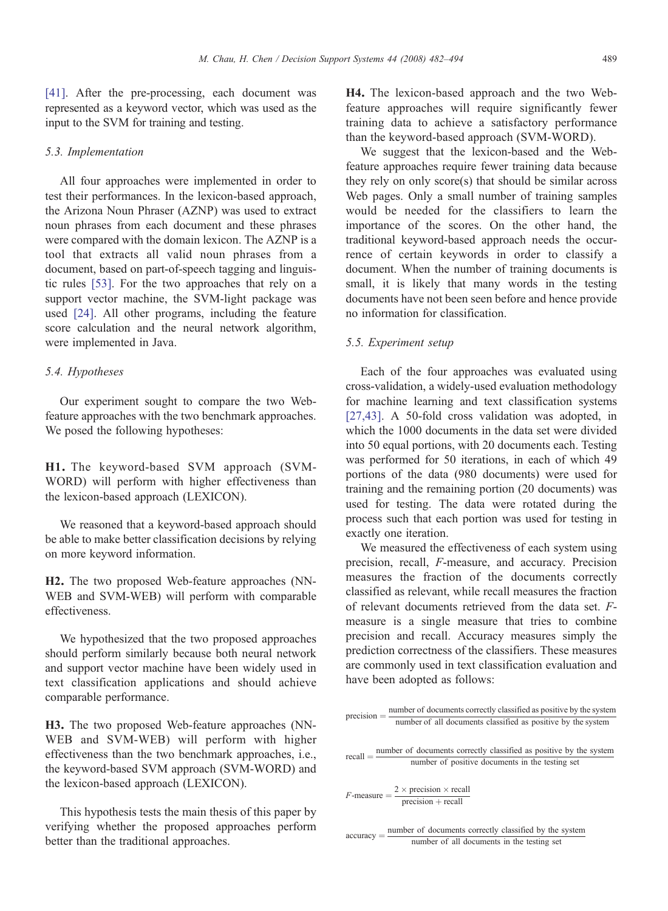[41]. After the pre-processing, each document was represented as a keyword vector, which was used as the input to the SVM for training and testing.

### 5.3. Implementation

All four approaches were implemented in order to test their performances. In the lexicon-based approach, the Arizona Noun Phraser (AZNP) was used to extract noun phrases from each document and these phrases were compared with the domain lexicon. The AZNP is a tool that extracts all valid noun phrases from a document, based on part-of-speech tagging and linguistic rules [53]. For the two approaches that rely on a support vector machine, the SVM-light package was used [24]. All other programs, including the feature score calculation and the neural network algorithm, were implemented in Java.

### 5.4. Hypotheses

Our experiment sought to compare the two Web-feature approaches with the two benchmark approaches. We posed the following hypotheses:

**H1.** The keyword-based SVM approach (SVM-WORD) will perform with higher effectiveness than the lexicon-based approach (LEXICON).

We reasoned that a keyword-based approach should be able to make better classification decisions by relying on more keyword information.

**H2.** The two proposed Web-feature approaches (NN-WEB and SVM-WEB) will perform with comparable effectiveness.

We hypothesized that the two proposed approaches should perform similarly because both neural network and support vector machine have been widely used in text classification applications and should achieve comparable performance.

**H3.** The two proposed Web-feature approaches (NN-WEB and SVM-WEB) will perform with higher effectiveness than the two benchmark approaches, i.e., the keyword-based SVM approach (SVM-WORD) and the lexicon-based approach (LEXICON).

This hypothesis tests the main thesis of this paper by verifying whether the proposed approaches perform better than the traditional approaches.

**H4.** The lexicon-based approach and the two Web-feature approaches will require significantly fewer training data to achieve a satisfactory performance than the keyword-based approach (SVM-WORD).

We suggest that the lexicon-based and the Web-feature approaches require fewer training data because they rely on only score(s) that should be similar across Web pages. Only a small number of training samples would be needed for the classifiers to learn the importance of the scores. On the other hand, the traditional keyword-based approach needs the occurrence of certain keywords in order to classify a document. When the number of training documents is small, it is likely that many words in the testing documents have not been seen before and hence provide no information for classification.

### 5.5. Experiment setup

Each of the four approaches was evaluated using cross-validation, a widely-used evaluation methodology for machine learning and text classification systems [27,43]. A 50-fold cross validation was adopted, in which the 1000 documents in the data set were divided into 50 equal portions, with 20 documents each. Testing was performed for 50 iterations, in each of which 49 portions of the data (980 documents) were used for training and the remaining portion (20 documents) was used for testing. The data were rotated during the process such that each portion was used for testing in exactly one iteration.

We measured the effectiveness of each system using precision, recall, *F*-measure, and accuracy. Precision measures the fraction of the documents correctly classified as relevant, while recall measures the fraction of relevant documents retrieved from the data set. *F*-measure is a single measure that tries to combine precision and recall. Accuracy measures simply the prediction correctness of the classifiers. These measures are commonly used in text classification evaluation and have been adopted as follows:

$$\text{precision} = \frac{\text{number of documents correctly classified as positive by the system}}{\text{number of all documents classified as positive by the system}}$$

$$\text{recall} = \frac{\text{number of documents correctly classified as positive by the system}}{\text{number of positive documents in the testing set}}$$

$$F\text{-measure} = \frac{2 \times \text{precision} \times \text{recall}}{\text{precision} + \text{recall}}$$

$$\text{accuracy} = \frac{\text{number of documents correctly classified by the system}}{\text{number of all documents in the testing set}}$$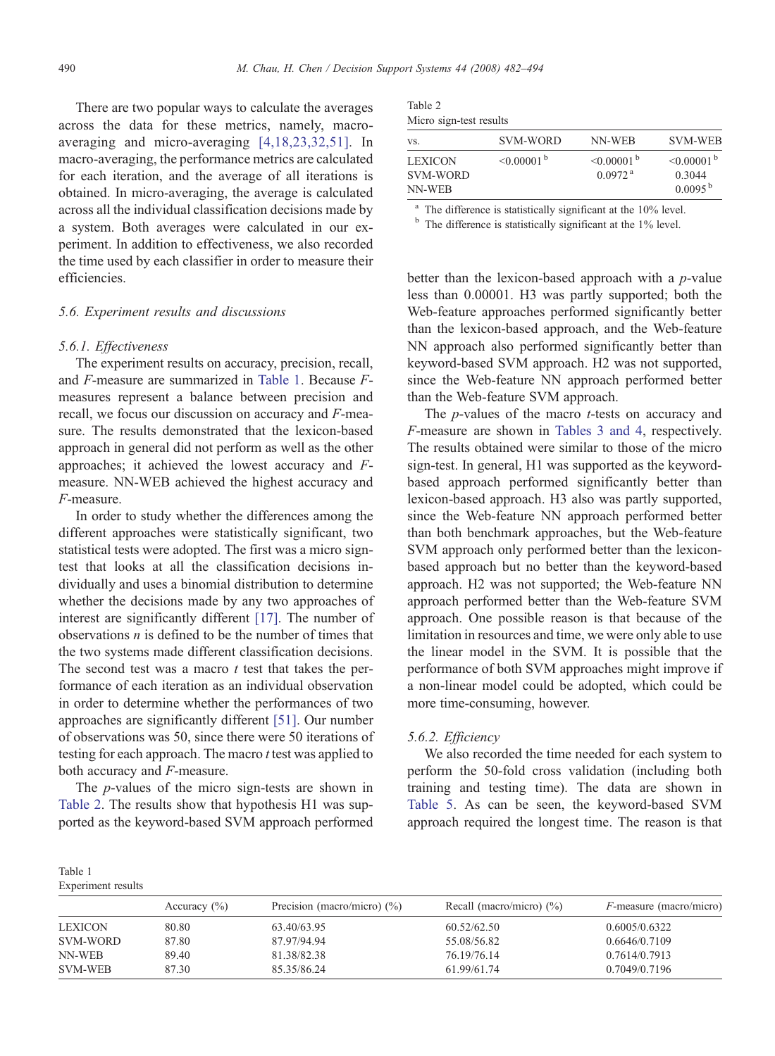There are two popular ways to calculate the averages across the data for these metrics, namely, macro-averaging and micro-averaging [4,18,23,32,51]. In macro-averaging, the performance metrics are calculated for each iteration, and the average of all iterations is obtained. In micro-averaging, the average is calculated across all the individual classification decisions made by a system. Both averages were calculated in our experiment. In addition to effectiveness, we also recorded the time used by each classifier in order to measure their efficiencies.

### 5.6. Experiment results and discussions

#### 5.6.1. Effectiveness

The experiment results on accuracy, precision, recall, and *F*-measure are summarized in Table 1. Because *F*-measures represent a balance between precision and recall, we focus our discussion on accuracy and *F*-measure. The results demonstrated that the lexicon-based approach in general did not perform as well as the other approaches; it achieved the lowest accuracy and *F*-measure. NN-WEB achieved the highest accuracy and *F*-measure.

In order to study whether the differences among the different approaches were statistically significant, two statistical tests were adopted. The first was a micro sign-test that looks at all the classification decisions individually and uses a binomial distribution to determine whether the decisions made by any two approaches of interest are significantly different [17]. The number of observations $n$ is defined to be the number of times that the two systems made different classification decisions. The second test was a macro $t$ test that takes the performance of each iteration as an individual observation in order to determine whether the performances of two approaches are significantly different [51]. Our number of observations was 50, since there were 50 iterations of testing for each approach. The macro $t$ test was applied to both accuracy and *F*-measure.

The $p$-values of the micro sign-tests are shown in Table 2. The results show that hypothesis H1 was supported as the keyword-based SVM approach performed better than the lexicon-based approach with a $p$-value less than 0.00001. H3 was partly supported; both the Web-feature approaches performed significantly better than the lexicon-based approach, and the Web-feature NN approach also performed significantly better than keyword-based SVM approach. H2 was not supported, since the Web-feature NN approach performed better than the Web-feature SVM approach.

Table 2
Micro sign-test results

| VS. | SVM-WORD | NN-WEB | SVM-WEB |
|---|---|---|---|
| LEXICON | <0.00001 [b] | <0.00001 [b] | <0.00001 [b] |
| SVM-WORD | | 0.0972 [a] | 0.3044 |
| NN-WEB | | | 0.0095 [b] |

[a] The difference is statistically significant at the 10% level.
[b] The difference is statistically significant at the 1% level.

The $p$-values of the macro $t$-tests on accuracy and *F*-measure are shown in Tables 3 and 4, respectively. The results obtained were similar to those of the micro sign-test. In general, H1 was supported as the keyword-based approach performed significantly better than lexicon-based approach. H3 also was partly supported, since the Web-feature NN approach performed better than both benchmark approaches, but the Web-feature SVM approach only performed better than the lexicon-based approach but no better than the keyword-based approach. H2 was not supported; the Web-feature NN approach performed better than the Web-feature SVM approach. One possible reason is that because of the limitation in resources and time, we were only able to use the linear model in the SVM. It is possible that the performance of both SVM approaches might improve if a non-linear model could be adopted, which could be more time-consuming, however.

#### 5.6.2. Efficiency

We also recorded the time needed for each system to perform the 50-fold cross validation (including both training and testing time). The data are shown in Table 5. As can be seen, the keyword-based SVM approach required the longest time. The reason is that

Table 1
Experiment results

| | Accuracy (%) | Precision (macro/micro) (%) | Recall (macro/micro) (%) | *F*-measure (macro/micro) |
|---|---|---|---|---|
| LEXICON | 80.80 | 63.40/63.95 | 60.52/62.50 | 0.6005/0.6322 |
| SVM-WORD | 87.80 | 87.97/94.94 | 55.08/56.82 | 0.6646/0.7109 |
| NN-WEB | 89.40 | 81.38/82.38 | 76.19/76.14 | 0.7614/0.7913 |
| SVM-WEB | 87.30 | 85.35/86.24 | 61.99/61.74 | 0.7049/0.7196 |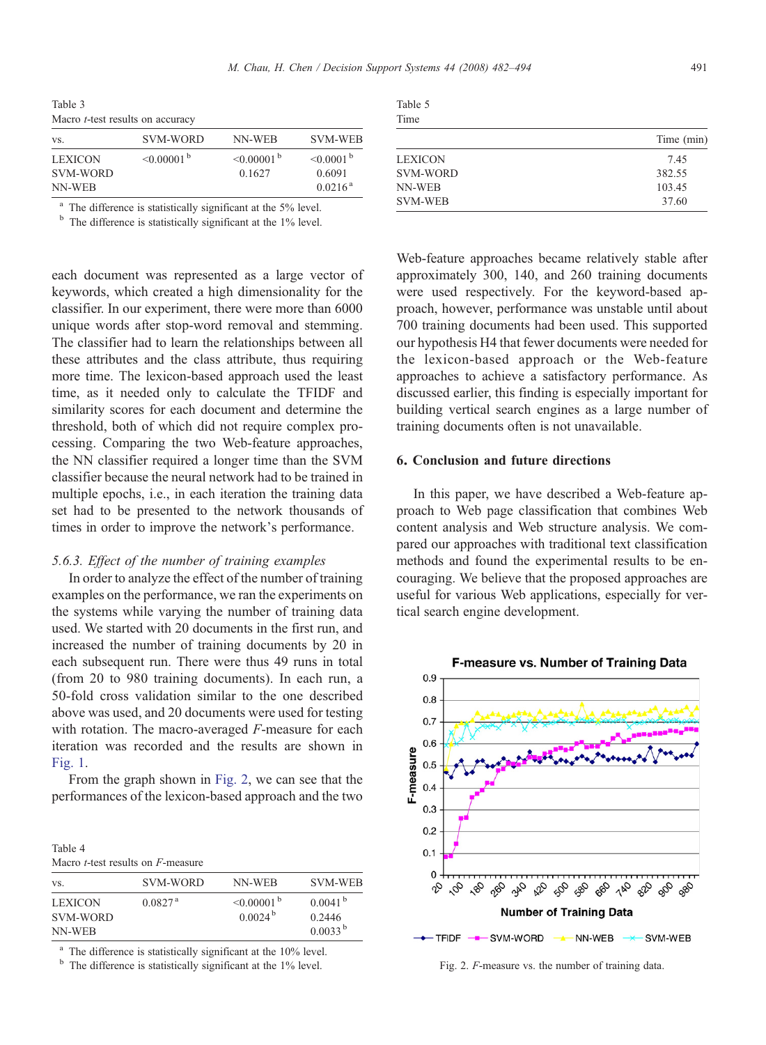Table 3
Macro *t*-test results on accuracy

| vs. | SVM-WORD | NN-WEB | SVM-WEB |
|---|---|---|---|
| LEXICON | <0.00001 [b] | <0.00001 [b] | <0.0001 [b] |
| SVM-WORD | | 0.1627 | 0.6091 |
| NN-WEB | | | 0.0216 [a] |

[a] The difference is statistically significant at the 5% level.
[b] The difference is statistically significant at the 1% level.

each document was represented as a large vector of keywords, which created a high dimensionality for the classifier. In our experiment, there were more than 6000 unique words after stop-word removal and stemming. The classifier had to learn the relationships between all these attributes and the class attribute, thus requiring more time. The lexicon-based approach used the least time, as it needed only to calculate the TFIDF and similarity scores for each document and determine the threshold, both of which did not require complex processing. Comparing the two Web-feature approaches, the NN classifier required a longer time than the SVM classifier because the neural network had to be trained in multiple epochs, i.e., in each iteration the training data set had to be presented to the network thousands of times in order to improve the network's performance.

### 5.6.3. Effect of the number of training examples

In order to analyze the effect of the number of training examples on the performance, we ran the experiments on the systems while varying the number of training data used. We started with 20 documents in the first run, and increased the number of training documents by 20 in each subsequent run. There were thus 49 runs in total (from 20 to 980 training documents). In each run, a 50-fold cross validation similar to the one described above was used, and 20 documents were used for testing with rotation. The macro-averaged *F*-measure for each iteration was recorded and the results are shown in Fig. 1.

From the graph shown in Fig. 2, we can see that the performances of the lexicon-based approach and the two

Table 4
Macro *t*-test results on *F*-measure

| vs. | SVM-WORD | NN-WEB | SVM-WEB |
|---|---|---|---|
| LEXICON | 0.0827 [a] | <0.00001 [b] | 0.0041 [b] |
| SVM-WORD | | 0.0024 [b] | 0.2446 |
| NN-WEB | | | 0.0033 [b] |

[a] The difference is statistically significant at the 10% level.
[b] The difference is statistically significant at the 1% level.

Table 5
Time

| | Time (min) |
|---|---|
| LEXICON | 7.45 |
| SVM-WORD | 382.55 |
| NN-WEB | 103.45 |
| SVM-WEB | 37.60 |

Web-feature approaches became relatively stable after approximately 300, 140, and 260 training documents were used respectively. For the keyword-based approach, however, performance was unstable until about 700 training documents had been used. This supported our hypothesis H4 that fewer documents were needed for the lexicon-based approach or the Web-feature approaches to achieve a satisfactory performance. As discussed earlier, this finding is especially important for building vertical search engines as a large number of training documents often is not unavailable.

## 6. Conclusion and future directions

In this paper, we have described a Web-feature approach to Web page classification that combines Web content analysis and Web structure analysis. We compared our approaches with traditional text classification methods and found the experimental results to be encouraging. We believe that the proposed approaches are useful for various Web applications, especially for vertical search engine development.

Fig. 2. *F*-measure vs. the number of training data.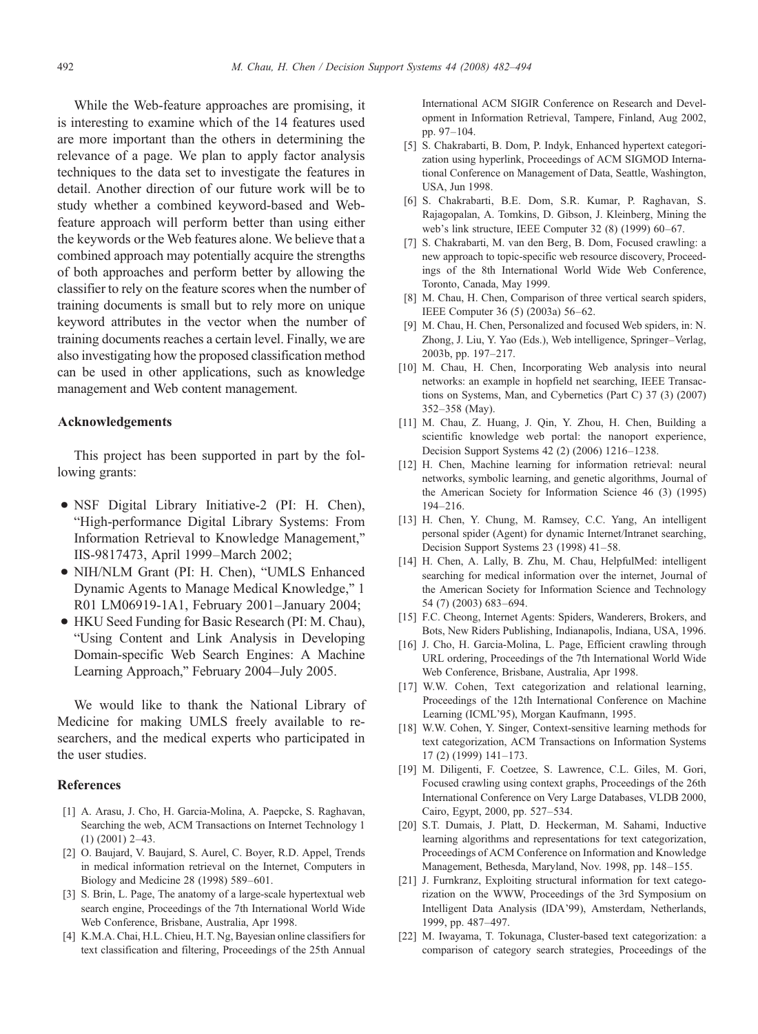While the Web-feature approaches are promising, it is interesting to examine which of the 14 features used are more important than the others in determining the relevance of a page. We plan to apply factor analysis techniques to the data set to investigate the features in detail. Another direction of our future work will be to study whether a combined keyword-based and Web-feature approach will perform better than using either the keywords or the Web features alone. We believe that a combined approach may potentially acquire the strengths of both approaches and perform better by allowing the classifier to rely on the feature scores when the number of training documents is small but to rely more on unique keyword attributes in the vector when the number of training documents reaches a certain level. Finally, we are also investigating how the proposed classification method can be used in other applications, such as knowledge management and Web content management.

## Acknowledgements

This project has been supported in part by the following grants:

- NSF Digital Library Initiative-2 (PI: H. Chen), "High-performance Digital Library Systems: From Information Retrieval to Knowledge Management," IIS-9817473, April 1999–March 2002;
- NIH/NLM Grant (PI: H. Chen), "UMLS Enhanced Dynamic Agents to Manage Medical Knowledge," 1 R01 LM06919-1A1, February 2001–January 2004;
- HKU Seed Funding for Basic Research (PI: M. Chau), "Using Content and Link Analysis in Developing Domain-specific Web Search Engines: A Machine Learning Approach," February 2004–July 2005.

We would like to thank the National Library of Medicine for making UMLS freely available to researchers, and the medical experts who participated in the user studies.

## References

[1] A. Arasu, J. Cho, H. Garcia-Molina, A. Paepcke, S. Raghavan, Searching the web, ACM Transactions on Internet Technology 1 (1) (2001) 2–43.

[2] O. Baujard, V. Baujard, S. Aurel, C. Boyer, R.D. Appel, Trends in medical information retrieval on the Internet, Computers in Biology and Medicine 28 (1998) 589–601.

[3] S. Brin, L. Page, The anatomy of a large-scale hypertextual web search engine, Proceedings of the 7th International World Wide Web Conference, Brisbane, Australia, Apr 1998.

[4] K.M.A. Chai, H.L. Chieu, H.T. Ng, Bayesian online classifiers for text classification and filtering, Proceedings of the 25th Annual International ACM SIGIR Conference on Research and Development in Information Retrieval, Tampere, Finland, Aug 2002, pp. 97–104.

[5] S. Chakrabarti, B. Dom, P. Indyk, Enhanced hypertext categorization using hyperlink, Proceedings of ACM SIGMOD International Conference on Management of Data, Seattle, Washington, USA, Jun 1998.

[6] S. Chakrabarti, B.E. Dom, S.R. Kumar, P. Raghavan, S. Rajagopalan, A. Tomkins, D. Gibson, J. Kleinberg, Mining the web's link structure, IEEE Computer 32 (8) (1999) 60–67.

[7] S. Chakrabarti, M. van den Berg, B. Dom, Focused crawling: a new approach to topic-specific web resource discovery, Proceedings of the 8th International World Wide Web Conference, Toronto, Canada, May 1999.

[8] M. Chau, H. Chen, Comparison of three vertical search spiders, IEEE Computer 36 (5) (2003a) 56–62.

[9] M. Chau, H. Chen, Personalized and focused Web spiders, in: N. Zhong, J. Liu, Y. Yao (Eds.), Web intelligence, Springer–Verlag, 2003b, pp. 197–217.

[10] M. Chau, H. Chen, Incorporating Web analysis into neural networks: an example in hopfield net searching, IEEE Transactions on Systems, Man, and Cybernetics (Part C) 37 (3) (2007) 352–358 (May).

[11] M. Chau, Z. Huang, J. Qin, Y. Zhou, H. Chen, Building a scientific knowledge web portal: the nanoport experience, Decision Support Systems 42 (2) (2006) 1216–1238.

[12] H. Chen, Machine learning for information retrieval: neural networks, symbolic learning, and genetic algorithms, Journal of the American Society for Information Science 46 (3) (1995) 194–216.

[13] H. Chen, Y. Chung, M. Ramsey, C.C. Yang, An intelligent personal spider (Agent) for dynamic Internet/Intranet searching, Decision Support Systems 23 (1998) 41–58.

[14] H. Chen, A. Lally, B. Zhu, M. Chau, HelpfulMed: intelligent searching for medical information over the internet, Journal of the American Society for Information Science and Technology 54 (7) (2003) 683–694.

[15] F.C. Cheong, Internet Agents: Spiders, Wanderers, Brokers, and Bots, New Riders Publishing, Indianapolis, Indiana, USA, 1996.

[16] J. Cho, H. Garcia-Molina, L. Page, Efficient crawling through URL ordering, Proceedings of the 7th International World Wide Web Conference, Brisbane, Australia, Apr 1998.

[17] W.W. Cohen, Text categorization and relational learning, Proceedings of the 12th International Conference on Machine Learning (ICML'95), Morgan Kaufmann, 1995.

[18] W.W. Cohen, Y. Singer, Context-sensitive learning methods for text categorization, ACM Transactions on Information Systems 17 (2) (1999) 141–173.

[19] M. Diligenti, F. Coetzee, S. Lawrence, C.L. Giles, M. Gori, Focused crawling using context graphs, Proceedings of the 26th International Conference on Very Large Databases, VLDB 2000, Cairo, Egypt, 2000, pp. 527–534.

[20] S.T. Dumais, J. Platt, D. Heckerman, M. Sahami, Inductive learning algorithms and representations for text categorization, Proceedings of ACM Conference on Information and Knowledge Management, Bethesda, Maryland, Nov. 1998, pp. 148–155.

[21] J. Furnkranz, Exploiting structural information for text categorization on the WWW, Proceedings of the 3rd Symposium on Intelligent Data Analysis (IDA'99), Amsterdam, Netherlands, 1999, pp. 487–497.

[22] M. Iwayama, T. Tokunaga, Cluster-based text categorization: a comparison of category search strategies, Proceedings of the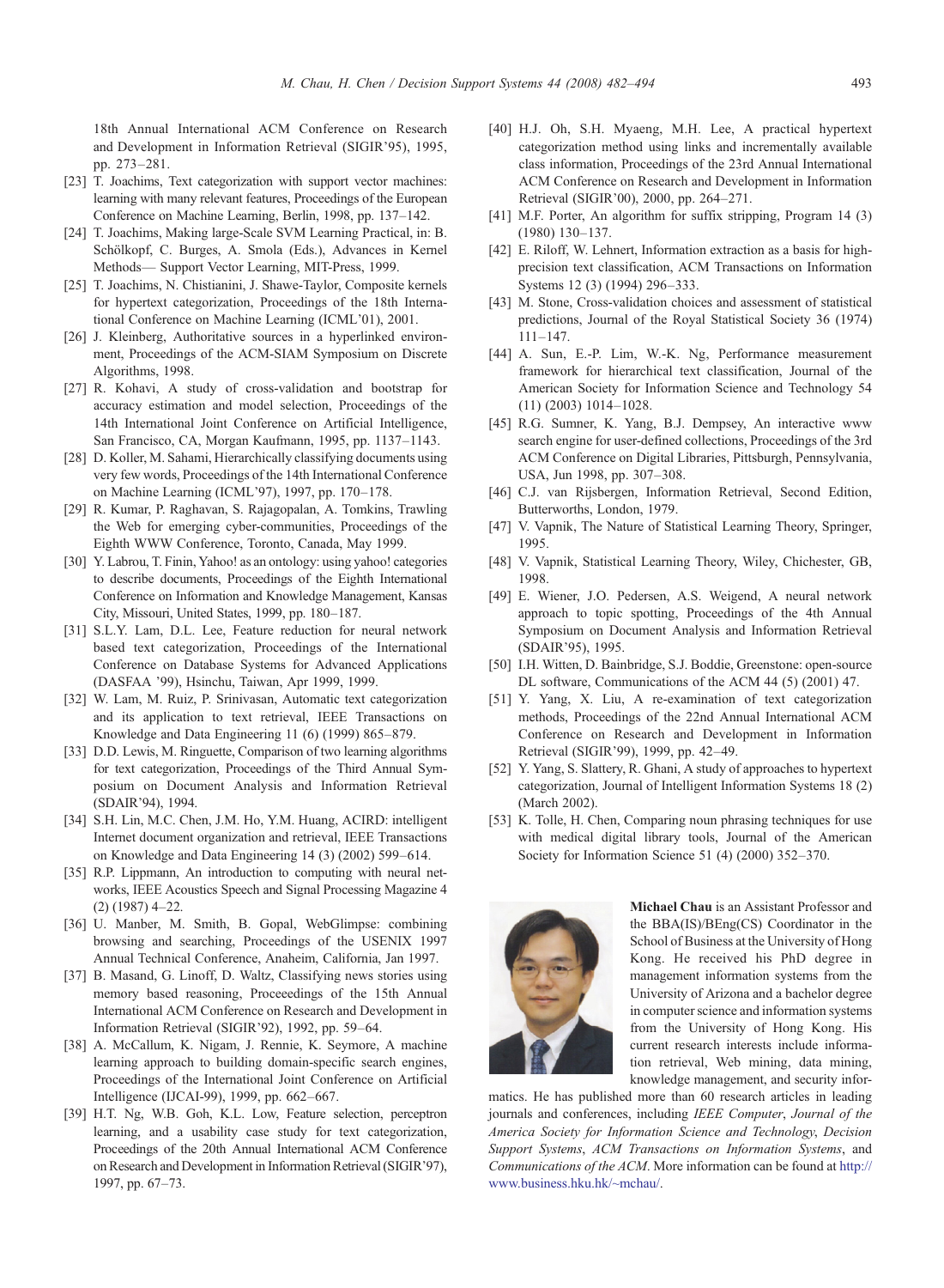18th Annual International ACM Conference on Research and Development in Information Retrieval (SIGIR'95), 1995, pp. 273–281.

[23] T. Joachims, Text categorization with support vector machines: learning with many relevant features, Proceedings of the European Conference on Machine Learning, Berlin, 1998, pp. 137–142.

[24] T. Joachims, Making large-Scale SVM Learning Practical, in: B. Schölkopf, C. Burges, A. Smola (Eds.), Advances in Kernel Methods— Support Vector Learning, MIT-Press, 1999.

[25] T. Joachims, N. Chistianini, J. Shawe-Taylor, Composite kernels for hypertext categorization, Proceedings of the 18th International Conference on Machine Learning (ICML'01), 2001.

[26] J. Kleinberg, Authoritative sources in a hyperlinked environment, Proceedings of the ACM-SIAM Symposium on Discrete Algorithms, 1998.

[27] R. Kohavi, A study of cross-validation and bootstrap for accuracy estimation and model selection, Proceedings of the 14th International Joint Conference on Artificial Intelligence, San Francisco, CA, Morgan Kaufmann, 1995, pp. 1137–1143.

[28] D. Koller, M. Sahami, Hierarchically classifying documents using very few words, Proceedings of the 14th International Conference on Machine Learning (ICML'97), 1997, pp. 170–178.

[29] R. Kumar, P. Raghavan, S. Rajagopalan, A. Tomkins, Trawling the Web for emerging cyber-communities, Proceedings of the Eighth WWW Conference, Toronto, Canada, May 1999.

[30] Y. Labrou, T. Finin, Yahoo! as an ontology: using yahoo! categories to describe documents, Proceedings of the Eighth International Conference on Information and Knowledge Management, Kansas City, Missouri, United States, 1999, pp. 180–187.

[31] S.L.Y. Lam, D.L. Lee, Feature reduction for neural network based text categorization, Proceedings of the International Conference on Database Systems for Advanced Applications (DASFAA '99), Hsinchu, Taiwan, Apr 1999, 1999.

[32] W. Lam, M. Ruiz, P. Srinivasan, Automatic text categorization and its application to text retrieval, IEEE Transactions on Knowledge and Data Engineering 11 (6) (1999) 865–879.

[33] D.D. Lewis, M. Ringuette, Comparison of two learning algorithms for text categorization, Proceedings of the Third Annual Symposium on Document Analysis and Information Retrieval (SDAIR'94), 1994.

[34] S.H. Lin, M.C. Chen, J.M. Ho, Y.M. Huang, ACIRD: intelligent Internet document organization and retrieval, IEEE Transactions on Knowledge and Data Engineering 14 (3) (2002) 599–614.

[35] R.P. Lippmann, An introduction to computing with neural networks, IEEE Acoustics Speech and Signal Processing Magazine 4 (2) (1987) 4–22.

[36] U. Manber, M. Smith, B. Gopal, WebGlimpse: combining browsing and searching, Proceedings of the USENIX 1997 Annual Technical Conference, Anaheim, California, Jan 1997.

[37] B. Masand, G. Linoff, D. Waltz, Classifying news stories using memory based reasoning, Proceeedings of the 15th Annual International ACM Conference on Research and Development in Information Retrieval (SIGIR'92), 1992, pp. 59–64.

[38] A. McCallum, K. Nigam, J. Rennie, K. Seymore, A machine learning approach to building domain-specific search engines, Proceedings of the International Joint Conference on Artificial Intelligence (IJCAI-99), 1999, pp. 662–667.

[39] H.T. Ng, W.B. Goh, K.L. Low, Feature selection, perceptron learning, and a usability case study for text categorization, Proceedings of the 20th Annual International ACM Conference on Research and Development in Information Retrieval (SIGIR'97), 1997, pp. 67–73.

[40] H.J. Oh, S.H. Myaeng, M.H. Lee, A practical hypertext categorization method using links and incrementally available class information, Proceedings of the 23rd Annual International ACM Conference on Research and Development in Information Retrieval (SIGIR'00), 2000, pp. 264–271.

[41] M.F. Porter, An algorithm for suffix stripping, Program 14 (3) (1980) 130–137.

[42] E. Riloff, W. Lehnert, Information extraction as a basis for high-precision text classification, ACM Transactions on Information Systems 12 (3) (1994) 296–333.

[43] M. Stone, Cross-validation choices and assessment of statistical predictions, Journal of the Royal Statistical Society 36 (1974) 111–147.

[44] A. Sun, E.-P. Lim, W.-K. Ng, Performance measurement framework for hierarchical text classification, Journal of the American Society for Information Science and Technology 54 (11) (2003) 1014–1028.

[45] R.G. Sumner, K. Yang, B.J. Dempsey, An interactive www search engine for user-defined collections, Proceedings of the 3rd ACM Conference on Digital Libraries, Pittsburgh, Pennsylvania, USA, Jun 1998, pp. 307–308.

[46] C.J. van Rijsbergen, Information Retrieval, Second Edition, Butterworths, London, 1979.

[47] V. Vapnik, The Nature of Statistical Learning Theory, Springer, 1995.

[48] V. Vapnik, Statistical Learning Theory, Wiley, Chichester, GB, 1998.

[49] E. Wiener, J.O. Pedersen, A.S. Weigend, A neural network approach to topic spotting, Proceedings of the 4th Annual Symposium on Document Analysis and Information Retrieval (SDAIR'95), 1995.

[50] I.H. Witten, D. Bainbridge, S.J. Boddie, Greenstone: open-source DL software, Communications of the ACM 44 (5) (2001) 47.

[51] Y. Yang, X. Liu, A re-examination of text categorization methods, Proceedings of the 22nd Annual International ACM Conference on Research and Development in Information Retrieval (SIGIR'99), 1999, pp. 42–49.

[52] Y. Yang, S. Slattery, R. Ghani, A study of approaches to hypertext categorization, Journal of Intelligent Information Systems 18 (2) (March 2002).

[53] K. Tolle, H. Chen, Comparing noun phrasing techniques for use with medical digital library tools, Journal of the American Society for Information Science 51 (4) (2000) 352–370.

**Michael Chau** is an Assistant Professor and the BBA(IS)/BEng(CS) Coordinator in the School of Business at the University of Hong Kong. He received his PhD degree in management information systems from the University of Arizona and a bachelor degree in computer science and information systems from the University of Hong Kong. His current research interests include information retrieval, Web mining, data mining, knowledge management, and security informatics. He has published more than 60 research articles in leading journals and conferences, including *IEEE Computer*, *Journal of the America Society for Information Science and Technology*, *Decision Support Systems*, *ACM Transactions on Information Systems*, and *Communications of the ACM*. More information can be found at http://www.business.hku.hk/~mchau/.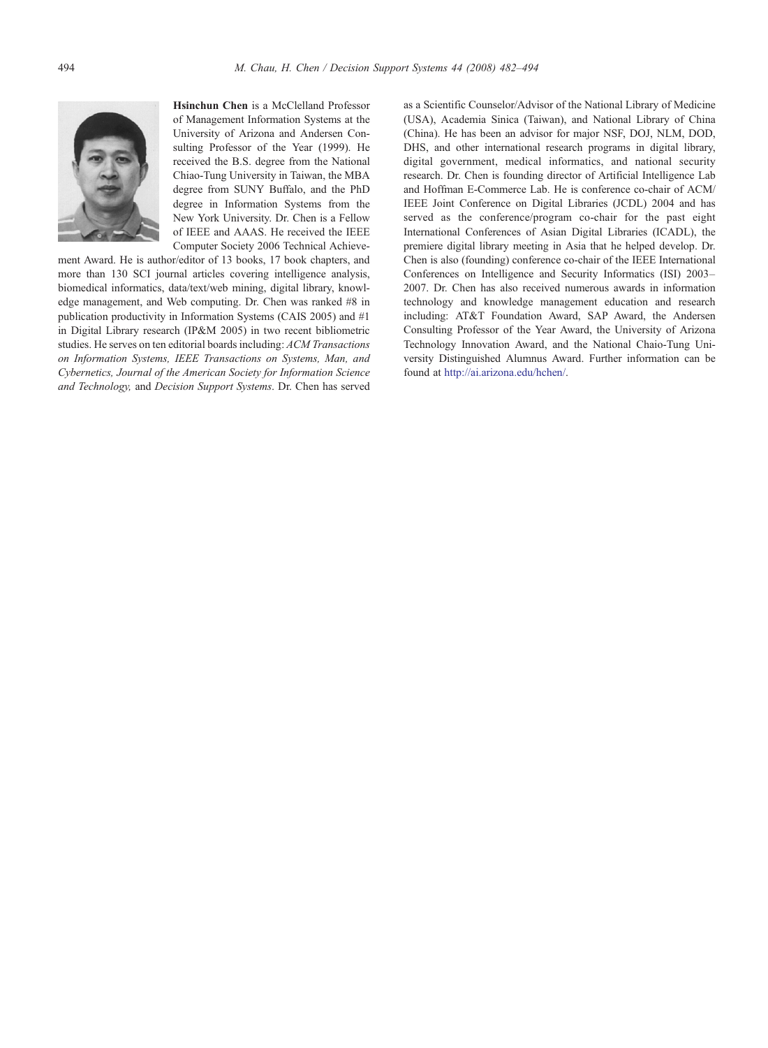**Hsinchun Chen** is a McClelland Professor of Management Information Systems at the University of Arizona and Andersen Consulting Professor of the Year (1999). He received the B.S. degree from the National Chiao-Tung University in Taiwan, the MBA degree from SUNY Buffalo, and the PhD degree in Information Systems from the New York University. Dr. Chen is a Fellow of IEEE and AAAS. He received the IEEE Computer Society 2006 Technical Achievement Award. He is author/editor of 13 books, 17 book chapters, and more than 130 SCI journal articles covering intelligence analysis, biomedical informatics, data/text/web mining, digital library, knowledge management, and Web computing. Dr. Chen was ranked #8 in publication productivity in Information Systems (CAIS 2005) and #1 in Digital Library research (IP&M 2005) in two recent bibliometric studies. He serves on ten editorial boards including: *ACM Transactions on Information Systems, IEEE Transactions on Systems, Man, and Cybernetics, Journal of the American Society for Information Science and Technology,* and *Decision Support Systems*. Dr. Chen has served as a Scientific Counselor/Advisor of the National Library of Medicine (USA), Academia Sinica (Taiwan), and National Library of China (China). He has been an advisor for major NSF, DOJ, NLM, DOD, DHS, and other international research programs in digital library, digital government, medical informatics, and national security research. Dr. Chen is founding director of Artificial Intelligence Lab and Hoffman E-Commerce Lab. He is conference co-chair of ACM/IEEE Joint Conference on Digital Libraries (JCDL) 2004 and has served as the conference/program co-chair for the past eight International Conferences of Asian Digital Libraries (ICADL), the premiere digital library meeting in Asia that he helped develop. Dr. Chen is also (founding) conference co-chair of the IEEE International Conferences on Intelligence and Security Informatics (ISI) 2003–2007. Dr. Chen has also received numerous awards in information technology and knowledge management education and research including: AT&T Foundation Award, SAP Award, the Andersen Consulting Professor of the Year Award, the University of Arizona Technology Innovation Award, and the National Chaio-Tung University Distinguished Alumnus Award. Further information can be found at http://ai.arizona.edu/hchen/.